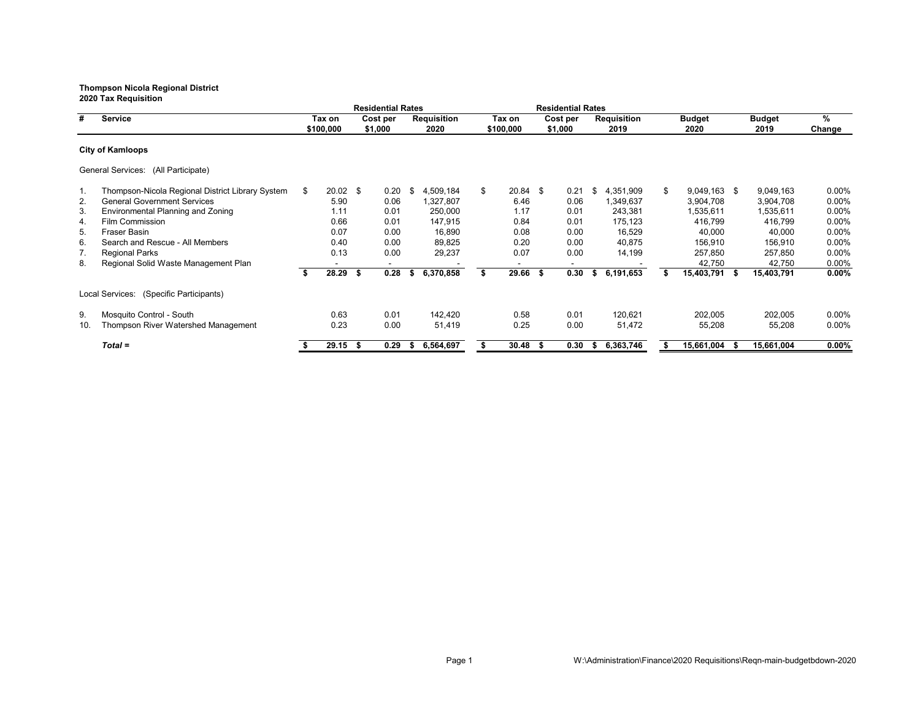**Thompson Nicola Regional District**
**2020 Tax Requisition**

| # | Service | Residential Rates | | | Residential Rates | | | Budget 2020 | Budget 2019 | % Change |
|---|---|---|---|---|---|---|---|---|---|---|
| | | Tax on $100,000 | Cost per $1,000 | Requisition 2020 | Tax on $100,000 | Cost per $1,000 | Requisition 2019 | | | |
| | **City of Kamloops** | | | | | | | | | |
| | General Services: (All Participate) | | | | | | | | | |
| 1. | Thompson-Nicola Regional District Library System | $ 20.02 | $ 0.20 | $ 4,509,184 | $ 20.84 | $ 0.21 | $ 4,351,909 | $ 9,049,163 | $ 9,049,163 | 0.00% |
| 2. | General Government Services | 5.90 | 0.06 | 1,327,807 | 6.46 | 0.06 | 1,349,637 | 3,904,708 | 3,904,708 | 0.00% |
| 3. | Environmental Planning and Zoning | 1.11 | 0.01 | 250,000 | 1.17 | 0.01 | 243,381 | 1,535,611 | 1,535,611 | 0.00% |
| 4. | Film Commission | 0.66 | 0.01 | 147,915 | 0.84 | 0.01 | 175,123 | 416,799 | 416,799 | 0.00% |
| 5. | Fraser Basin | 0.07 | 0.00 | 16,890 | 0.08 | 0.00 | 16,529 | 40,000 | 40,000 | 0.00% |
| 6. | Search and Rescue - All Members | 0.40 | 0.00 | 89,825 | 0.20 | 0.00 | 40,875 | 156,910 | 156,910 | 0.00% |
| 7. | Regional Parks | 0.13 | 0.00 | 29,237 | 0.07 | 0.00 | 14,199 | 257,850 | 257,850 | 0.00% |
| 8. | Regional Solid Waste Management Plan | - | - | - | - | - | - | 42,750 | 42,750 | 0.00% |
| | | **$ 28.29** | **$ 0.28** | **$ 6,370,858** | **$ 29.66** | **$ 0.30** | **$ 6,191,653** | **$ 15,403,791** | **$ 15,403,791** | **0.00%** |
| | Local Services: (Specific Participants) | | | | | | | | | |
| 9. | Mosquito Control - South | 0.63 | 0.01 | 142,420 | 0.58 | 0.01 | 120,621 | 202,005 | 202,005 | 0.00% |
| 10. | Thompson River Watershed Management | 0.23 | 0.00 | 51,419 | 0.25 | 0.00 | 51,472 | 55,208 | 55,208 | 0.00% |
| | ***Total =*** | **$ 29.15** | **$ 0.29** | **$ 6,564,697** | **$ 30.48** | **$ 0.30** | **$ 6,363,746** | **$ 15,661,004** | **$ 15,661,004** | **0.00%** |

W:\Administration\Finance\2020 Requisitions\Reqn-main-budgetbdown-2020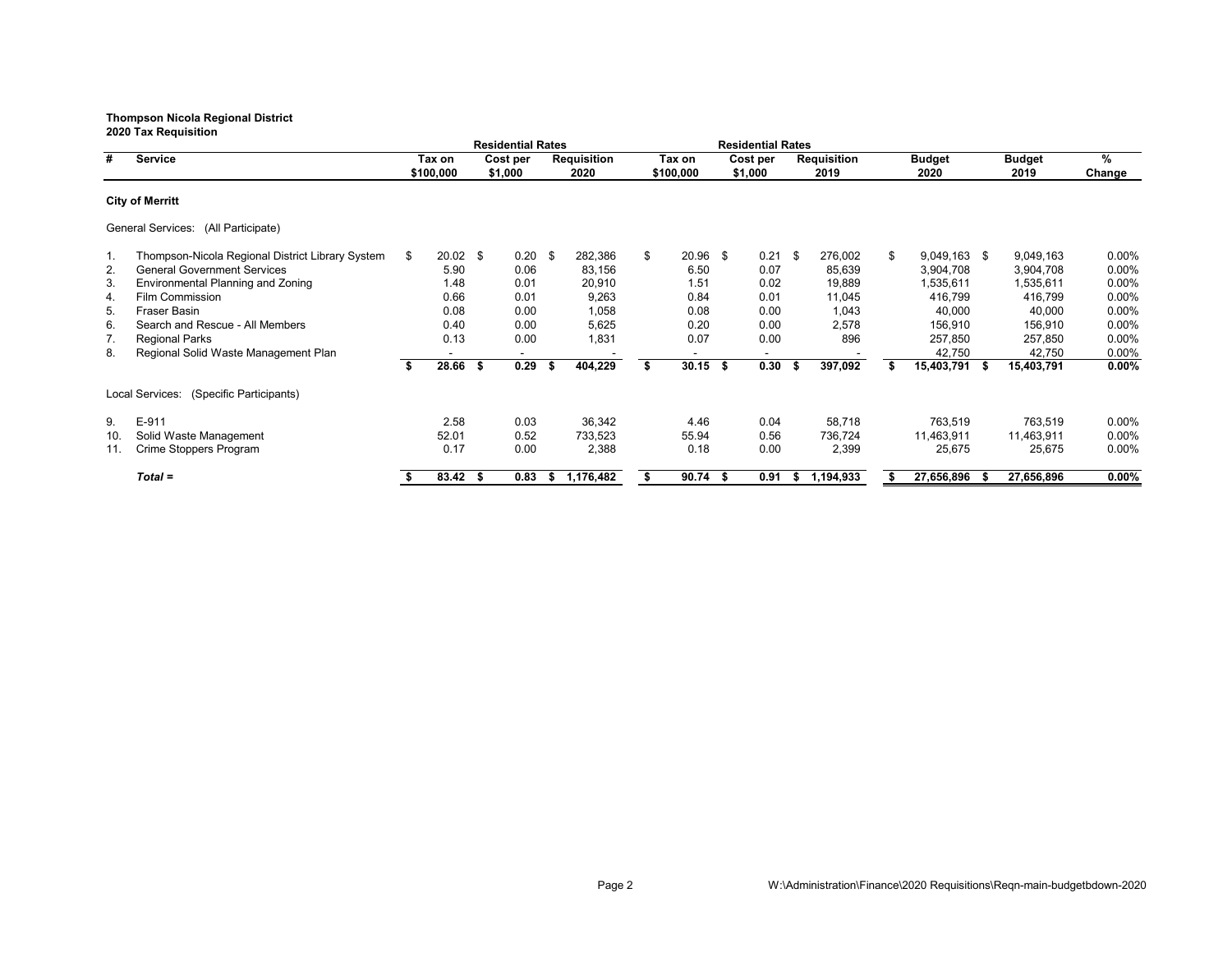**Thompson Nicola Regional District**
**2020 Tax Requisition**

| # | Service | Residential Rates Tax on $100,000 | Residential Rates Cost per $1,000 | Requisition 2020 | Residential Rates Tax on $100,000 | Residential Rates Cost per $1,000 | Requisition 2019 | Budget 2020 | Budget 2019 | % Change |
|---|---|---|---|---|---|---|---|---|---|---|
| | **City of Merritt** | | | | | | | | | |
| | General Services: (All Participate) | | | | | | | | | |
| 1. | Thompson-Nicola Regional District Library System | $ 20.02 | $ 0.20 | $ 282,386 | $ 20.96 | $ 0.21 | $ 276,002 | $ 9,049,163 | $ 9,049,163 | 0.00% |
| 2. | General Government Services | 5.90 | 0.06 | 83,156 | 6.50 | 0.07 | 85,639 | 3,904,708 | 3,904,708 | 0.00% |
| 3. | Environmental Planning and Zoning | 1.48 | 0.01 | 20,910 | 1.51 | 0.02 | 19,889 | 1,535,611 | 1,535,611 | 0.00% |
| 4. | Film Commission | 0.66 | 0.01 | 9,263 | 0.84 | 0.01 | 11,045 | 416,799 | 416,799 | 0.00% |
| 5. | Fraser Basin | 0.08 | 0.00 | 1,058 | 0.08 | 0.00 | 1,043 | 40,000 | 40,000 | 0.00% |
| 6. | Search and Rescue - All Members | 0.40 | 0.00 | 5,625 | 0.20 | 0.00 | 2,578 | 156,910 | 156,910 | 0.00% |
| 7. | Regional Parks | 0.13 | 0.00 | 1,831 | 0.07 | 0.00 | 896 | 257,850 | 257,850 | 0.00% |
| 8. | Regional Solid Waste Management Plan | - | - | - | - | - | - | 42,750 | 42,750 | 0.00% |
| | | **$ 28.66** | **$ 0.29** | **$ 404,229** | **$ 30.15** | **$ 0.30** | **$ 397,092** | **$ 15,403,791** | **$ 15,403,791** | **0.00%** |
| | Local Services: (Specific Participants) | | | | | | | | | |
| 9. | E-911 | 2.58 | 0.03 | 36,342 | 4.46 | 0.04 | 58,718 | 763,519 | 763,519 | 0.00% |
| 10. | Solid Waste Management | 52.01 | 0.52 | 733,523 | 55.94 | 0.56 | 736,724 | 11,463,911 | 11,463,911 | 0.00% |
| 11. | Crime Stoppers Program | 0.17 | 0.00 | 2,388 | 0.18 | 0.00 | 2,399 | 25,675 | 25,675 | 0.00% |
| | ***Total =*** | **$ 83.42** | **$ 0.83** | **$ 1,176,482** | **$ 90.74** | **$ 0.91** | **$ 1,194,933** | **$ 27,656,896** | **$ 27,656,896** | **0.00%** |

W:\Administration\Finance\2020 Requisitions\Reqn-main-budgetbdown-2020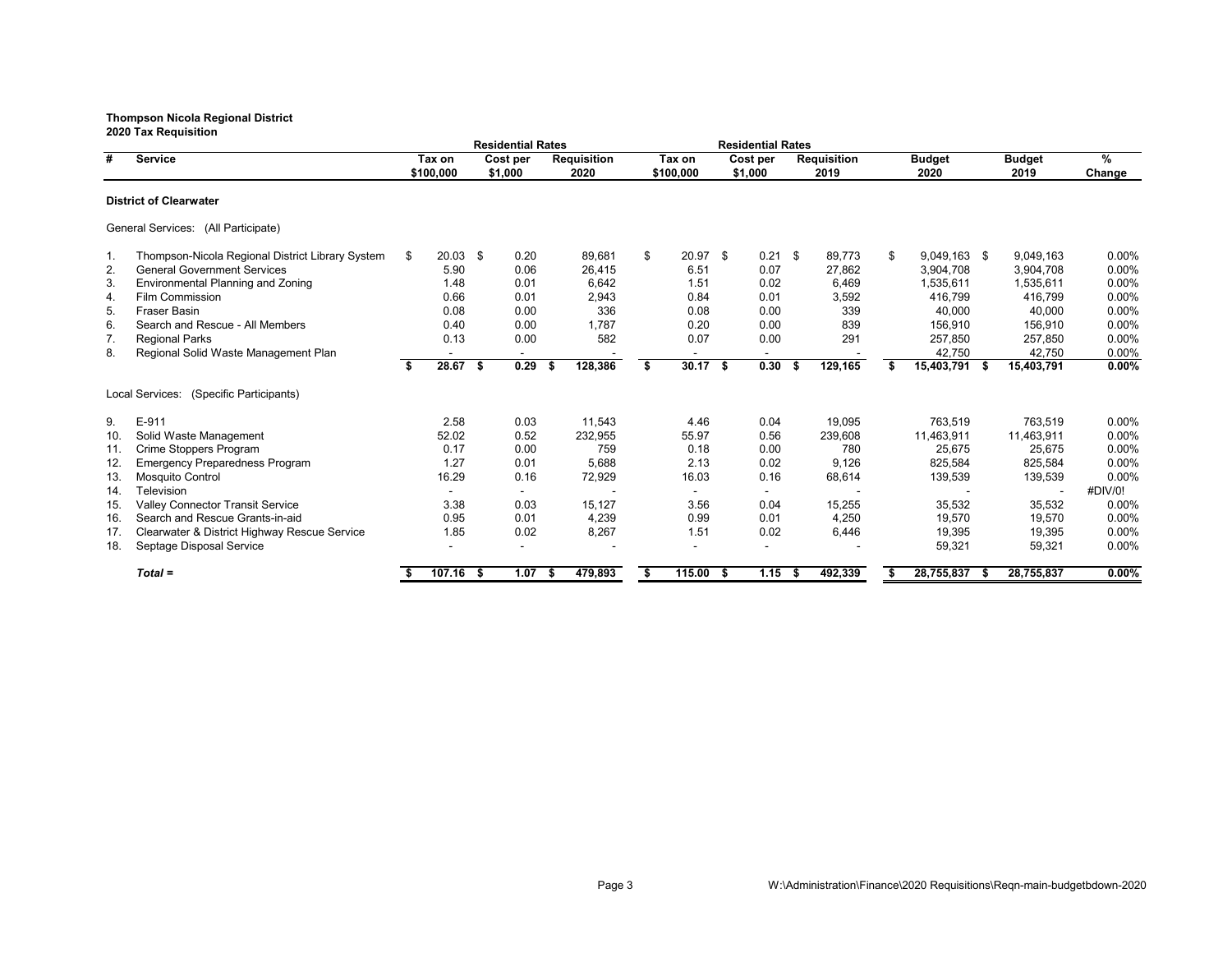**Thompson Nicola Regional District**
**2020 Tax Requisition**

| # | Service | Residential Rates | | | Residential Rates | | | | | |
|---|---|---|---|---|---|---|---|---|---|---|
| | | Tax on $100,000 | Cost per $1,000 | Requisition 2020 | Tax on $100,000 | Cost per $1,000 | Requisition 2019 | Budget 2020 | Budget 2019 | % Change |
| | **District of Clearwater** | | | | | | | | | |
| | General Services: (All Participate) | | | | | | | | | |
| 1. | Thompson-Nicola Regional District Library System | $ 20.03 | $ 0.20 | 89,681 | $ 20.97 | $ 0.21 | $ 89,773 | $ 9,049,163 | $ 9,049,163 | 0.00% |
| 2. | General Government Services | 5.90 | 0.06 | 26,415 | 6.51 | 0.07 | 27,862 | 3,904,708 | 3,904,708 | 0.00% |
| 3. | Environmental Planning and Zoning | 1.48 | 0.01 | 6,642 | 1.51 | 0.02 | 6,469 | 1,535,611 | 1,535,611 | 0.00% |
| 4. | Film Commission | 0.66 | 0.01 | 2,943 | 0.84 | 0.01 | 3,592 | 416,799 | 416,799 | 0.00% |
| 5. | Fraser Basin | 0.08 | 0.00 | 336 | 0.08 | 0.00 | 339 | 40,000 | 40,000 | 0.00% |
| 6. | Search and Rescue - All Members | 0.40 | 0.00 | 1,787 | 0.20 | 0.00 | 839 | 156,910 | 156,910 | 0.00% |
| 7. | Regional Parks | 0.13 | 0.00 | 582 | 0.07 | 0.00 | 291 | 257,850 | 257,850 | 0.00% |
| 8. | Regional Solid Waste Management Plan | - | - | - | - | - | - | 42,750 | 42,750 | 0.00% |
| | | **$ 28.67** | **$ 0.29** | **$ 128,386** | **$ 30.17** | **$ 0.30** | **$ 129,165** | **$ 15,403,791** | **$ 15,403,791** | **0.00%** |
| | Local Services: (Specific Participants) | | | | | | | | | |
| 9. | E-911 | 2.58 | 0.03 | 11,543 | 4.46 | 0.04 | 19,095 | 763,519 | 763,519 | 0.00% |
| 10. | Solid Waste Management | 52.02 | 0.52 | 232,955 | 55.97 | 0.56 | 239,608 | 11,463,911 | 11,463,911 | 0.00% |
| 11. | Crime Stoppers Program | 0.17 | 0.00 | 759 | 0.18 | 0.00 | 780 | 25,675 | 25,675 | 0.00% |
| 12. | Emergency Preparedness Program | 1.27 | 0.01 | 5,688 | 2.13 | 0.02 | 9,126 | 825,584 | 825,584 | 0.00% |
| 13. | Mosquito Control | 16.29 | 0.16 | 72,929 | 16.03 | 0.16 | 68,614 | 139,539 | 139,539 | 0.00% |
| 14. | Television | - | - | - | - | - | - | - | - | #DIV/0! |
| 15. | Valley Connector Transit Service | 3.38 | 0.03 | 15,127 | 3.56 | 0.04 | 15,255 | 35,532 | 35,532 | 0.00% |
| 16. | Search and Rescue Grants-in-aid | 0.95 | 0.01 | 4,239 | 0.99 | 0.01 | 4,250 | 19,570 | 19,570 | 0.00% |
| 17. | Clearwater & District Highway Rescue Service | 1.85 | 0.02 | 8,267 | 1.51 | 0.02 | 6,446 | 19,395 | 19,395 | 0.00% |
| 18. | Septage Disposal Service | - | - | - | - | - | - | 59,321 | 59,321 | 0.00% |
| | ***Total =*** | **$ 107.16** | **$ 1.07** | **$ 479,893** | **$ 115.00** | **$ 1.15** | **$ 492,339** | **$ 28,755,837** | **$ 28,755,837** | **0.00%** |

W:\Administration\Finance\2020 Requisitions\Reqn-main-budgetbdown-2020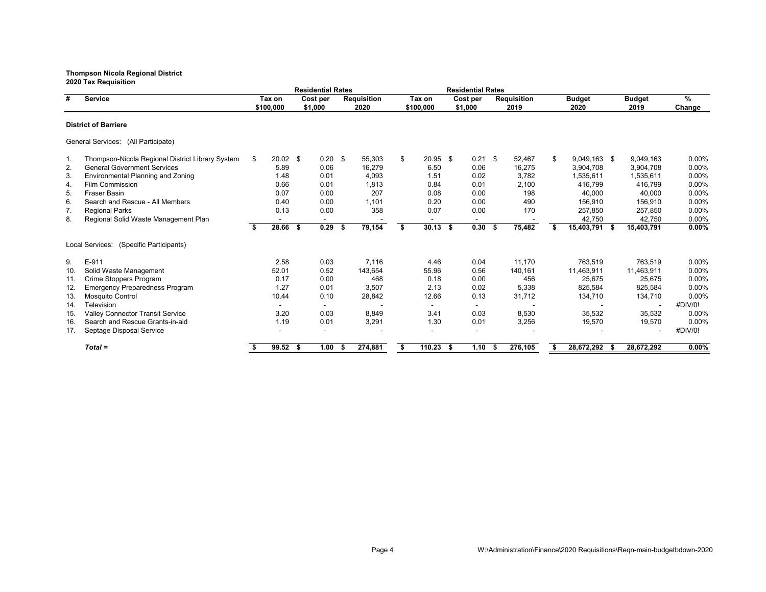**Thompson Nicola Regional District**
**2020 Tax Requisition**

| # | Service | Residential Rates Tax on $100,000 | Cost per $1,000 | Requisition 2020 | Residential Rates Tax on $100,000 | Cost per $1,000 | Requisition 2019 | Budget 2020 | Budget 2019 | % Change |
|---|---|---|---|---|---|---|---|---|---|---|
| | **District of Barriere** | | | | | | | | | |
| | General Services: (All Participate) | | | | | | | | | |
| 1. | Thompson-Nicola Regional District Library System | $ 20.02 | $ 0.20 | $ 55,303 | $ 20.95 | $ 0.21 | $ 52,467 | $ 9,049,163 | $ 9,049,163 | 0.00% |
| 2. | General Government Services | 5.89 | 0.06 | 16,279 | 6.50 | 0.06 | 16,275 | 3,904,708 | 3,904,708 | 0.00% |
| 3. | Environmental Planning and Zoning | 1.48 | 0.01 | 4,093 | 1.51 | 0.02 | 3,782 | 1,535,611 | 1,535,611 | 0.00% |
| 4. | Film Commission | 0.66 | 0.01 | 1,813 | 0.84 | 0.01 | 2,100 | 416,799 | 416,799 | 0.00% |
| 5. | Fraser Basin | 0.07 | 0.00 | 207 | 0.08 | 0.00 | 198 | 40,000 | 40,000 | 0.00% |
| 6. | Search and Rescue - All Members | 0.40 | 0.00 | 1,101 | 0.20 | 0.00 | 490 | 156,910 | 156,910 | 0.00% |
| 7. | Regional Parks | 0.13 | 0.00 | 358 | 0.07 | 0.00 | 170 | 257,850 | 257,850 | 0.00% |
| 8. | Regional Solid Waste Management Plan | - | - | - | - | - | - | 42,750 | 42,750 | 0.00% |
| | | **$ 28.66** | **$ 0.29** | **$ 79,154** | **$ 30.13** | **$ 0.30** | **$ 75,482** | **$ 15,403,791** | **$ 15,403,791** | **0.00%** |
| | Local Services: (Specific Participants) | | | | | | | | | |
| 9. | E-911 | 2.58 | 0.03 | 7,116 | 4.46 | 0.04 | 11,170 | 763,519 | 763,519 | 0.00% |
| 10. | Solid Waste Management | 52.01 | 0.52 | 143,654 | 55.96 | 0.56 | 140,161 | 11,463,911 | 11,463,911 | 0.00% |
| 11. | Crime Stoppers Program | 0.17 | 0.00 | 468 | 0.18 | 0.00 | 456 | 25,675 | 25,675 | 0.00% |
| 12. | Emergency Preparedness Program | 1.27 | 0.01 | 3,507 | 2.13 | 0.02 | 5,338 | 825,584 | 825,584 | 0.00% |
| 13. | Mosquito Control | 10.44 | 0.10 | 28,842 | 12.66 | 0.13 | 31,712 | 134,710 | 134,710 | 0.00% |
| 14. | Television | - | - | - | - | - | - | - | - | #DIV/0! |
| 15. | Valley Connector Transit Service | 3.20 | 0.03 | 8,849 | 3.41 | 0.03 | 8,530 | 35,532 | 35,532 | 0.00% |
| 16. | Search and Rescue Grants-in-aid | 1.19 | 0.01 | 3,291 | 1.30 | 0.01 | 3,256 | 19,570 | 19,570 | 0.00% |
| 17. | Septage Disposal Service | - | - | - | - | - | - | - | - | #DIV/0! |
| | ***Total =*** | **$ 99.52** | **$ 1.00** | **$ 274,881** | **$ 110.23** | **$ 1.10** | **$ 276,105** | **$ 28,672,292** | **$ 28,672,292** | **0.00%** |

W:\Administration\Finance\2020 Requisitions\Reqn-main-budgetbdown-2020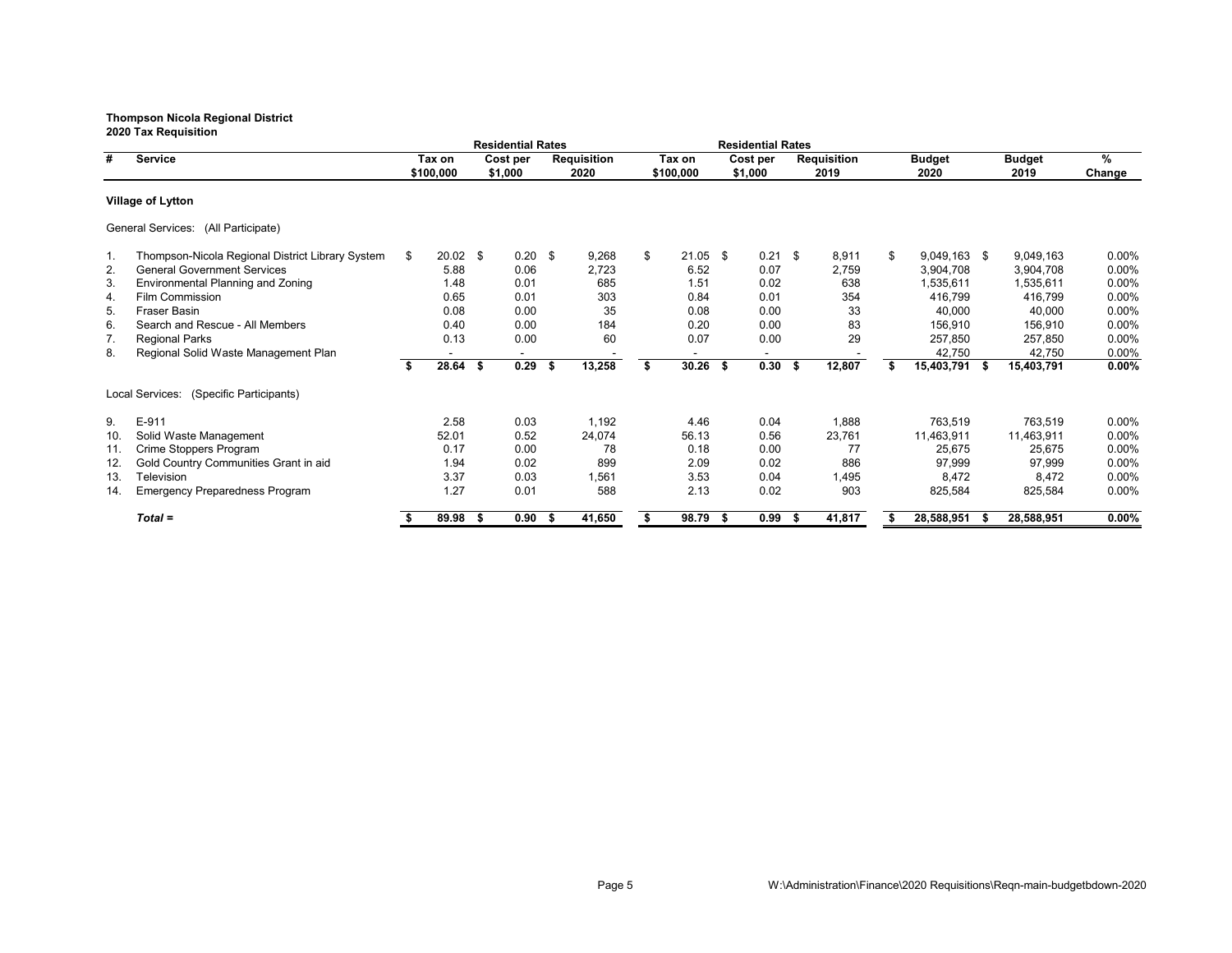**Thompson Nicola Regional District**
**2020 Tax Requisition**

| # | Service | Residential Rates | | | Residential Rates | | | | | |
|---|---|---|---|---|---|---|---|---|---|---|
| | | Tax on $100,000 | Cost per $1,000 | Requisition 2020 | Tax on $100,000 | Cost per $1,000 | Requisition 2019 | Budget 2020 | Budget 2019 | % Change |
| | **Village of Lytton** | | | | | | | | | |
| | General Services: (All Participate) | | | | | | | | | |
| 1. | Thompson-Nicola Regional District Library System | $ 20.02 | $ 0.20 | $ 9,268 | $ 21.05 | $ 0.21 | $ 8,911 | $ 9,049,163 | $ 9,049,163 | 0.00% |
| 2. | General Government Services | 5.88 | 0.06 | 2,723 | 6.52 | 0.07 | 2,759 | 3,904,708 | 3,904,708 | 0.00% |
| 3. | Environmental Planning and Zoning | 1.48 | 0.01 | 685 | 1.51 | 0.02 | 638 | 1,535,611 | 1,535,611 | 0.00% |
| 4. | Film Commission | 0.65 | 0.01 | 303 | 0.84 | 0.01 | 354 | 416,799 | 416,799 | 0.00% |
| 5. | Fraser Basin | 0.08 | 0.00 | 35 | 0.08 | 0.00 | 33 | 40,000 | 40,000 | 0.00% |
| 6. | Search and Rescue - All Members | 0.40 | 0.00 | 184 | 0.20 | 0.00 | 83 | 156,910 | 156,910 | 0.00% |
| 7. | Regional Parks | 0.13 | 0.00 | 60 | 0.07 | 0.00 | 29 | 257,850 | 257,850 | 0.00% |
| 8. | Regional Solid Waste Management Plan | - | - | - | - | - | - | 42,750 | 42,750 | 0.00% |
| | | **$ 28.64** | **$ 0.29** | **$ 13,258** | **$ 30.26** | **$ 0.30** | **$ 12,807** | **$ 15,403,791** | **$ 15,403,791** | **0.00%** |
| | Local Services: (Specific Participants) | | | | | | | | | |
| 9. | E-911 | 2.58 | 0.03 | 1,192 | 4.46 | 0.04 | 1,888 | 763,519 | 763,519 | 0.00% |
| 10. | Solid Waste Management | 52.01 | 0.52 | 24,074 | 56.13 | 0.56 | 23,761 | 11,463,911 | 11,463,911 | 0.00% |
| 11. | Crime Stoppers Program | 0.17 | 0.00 | 78 | 0.18 | 0.00 | 77 | 25,675 | 25,675 | 0.00% |
| 12. | Gold Country Communities Grant in aid | 1.94 | 0.02 | 899 | 2.09 | 0.02 | 886 | 97,999 | 97,999 | 0.00% |
| 13. | Television | 3.37 | 0.03 | 1,561 | 3.53 | 0.04 | 1,495 | 8,472 | 8,472 | 0.00% |
| 14. | Emergency Preparedness Program | 1.27 | 0.01 | 588 | 2.13 | 0.02 | 903 | 825,584 | 825,584 | 0.00% |
| | ***Total =*** | **$ 89.98** | **$ 0.90** | **$ 41,650** | **$ 98.79** | **$ 0.99** | **$ 41,817** | **$ 28,588,951** | **$ 28,588,951** | **0.00%** |

W:\Administration\Finance\2020 Requisitions\Reqn-main-budgetbdown-2020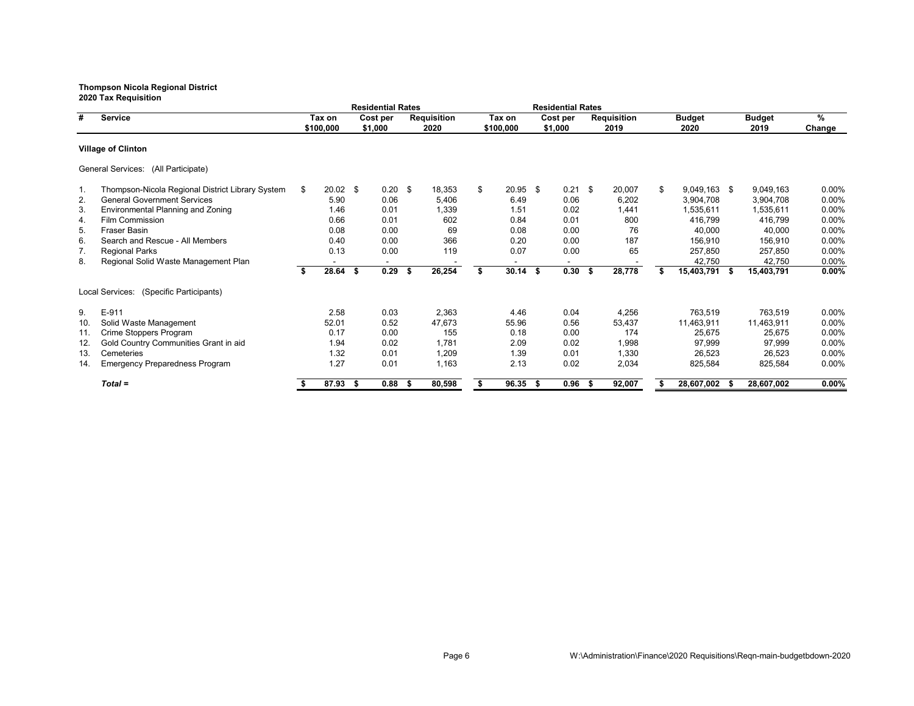**Thompson Nicola Regional District**
**2020 Tax Requisition**

| # | Service | Residential Rates | | | Residential Rates | | | | | |
|---|---|---|---|---|---|---|---|---|---|---|
| | | Tax on $100,000 | Cost per $1,000 | Requisition 2020 | Tax on $100,000 | Cost per $1,000 | Requisition 2019 | Budget 2020 | Budget 2019 | % Change |
| | **Village of Clinton** | | | | | | | | | |
| | General Services: (All Participate) | | | | | | | | | |
| 1. | Thompson-Nicola Regional District Library System | $ 20.02 | $ 0.20 | $ 18,353 | $ 20.95 | $ 0.21 | $ 20,007 | $ 9,049,163 | $ 9,049,163 | 0.00% |
| 2. | General Government Services | 5.90 | 0.06 | 5,406 | 6.49 | 0.06 | 6,202 | 3,904,708 | 3,904,708 | 0.00% |
| 3. | Environmental Planning and Zoning | 1.46 | 0.01 | 1,339 | 1.51 | 0.02 | 1,441 | 1,535,611 | 1,535,611 | 0.00% |
| 4. | Film Commission | 0.66 | 0.01 | 602 | 0.84 | 0.01 | 800 | 416,799 | 416,799 | 0.00% |
| 5. | Fraser Basin | 0.08 | 0.00 | 69 | 0.08 | 0.00 | 76 | 40,000 | 40,000 | 0.00% |
| 6. | Search and Rescue - All Members | 0.40 | 0.00 | 366 | 0.20 | 0.00 | 187 | 156,910 | 156,910 | 0.00% |
| 7. | Regional Parks | 0.13 | 0.00 | 119 | 0.07 | 0.00 | 65 | 257,850 | 257,850 | 0.00% |
| 8. | Regional Solid Waste Management Plan | - | - | - | - | - | - | 42,750 | 42,750 | 0.00% |
| | | **$ 28.64** | **$ 0.29** | **$ 26,254** | **$ 30.14** | **$ 0.30** | **$ 28,778** | **$ 15,403,791** | **$ 15,403,791** | **0.00%** |
| | Local Services: (Specific Participants) | | | | | | | | | |
| 9. | E-911 | 2.58 | 0.03 | 2,363 | 4.46 | 0.04 | 4,256 | 763,519 | 763,519 | 0.00% |
| 10. | Solid Waste Management | 52.01 | 0.52 | 47,673 | 55.96 | 0.56 | 53,437 | 11,463,911 | 11,463,911 | 0.00% |
| 11. | Crime Stoppers Program | 0.17 | 0.00 | 155 | 0.18 | 0.00 | 174 | 25,675 | 25,675 | 0.00% |
| 12. | Gold Country Communities Grant in aid | 1.94 | 0.02 | 1,781 | 2.09 | 0.02 | 1,998 | 97,999 | 97,999 | 0.00% |
| 13. | Cemeteries | 1.32 | 0.01 | 1,209 | 1.39 | 0.01 | 1,330 | 26,523 | 26,523 | 0.00% |
| 14. | Emergency Preparedness Program | 1.27 | 0.01 | 1,163 | 2.13 | 0.02 | 2,034 | 825,584 | 825,584 | 0.00% |
| | ***Total =*** | **$ 87.93** | **$ 0.88** | **$ 80,598** | **$ 96.35** | **$ 0.96** | **$ 92,007** | **$ 28,607,002** | **$ 28,607,002** | **0.00%** |

W:\Administration\Finance\2020 Requisitions\Reqn-main-budgetbdown-2020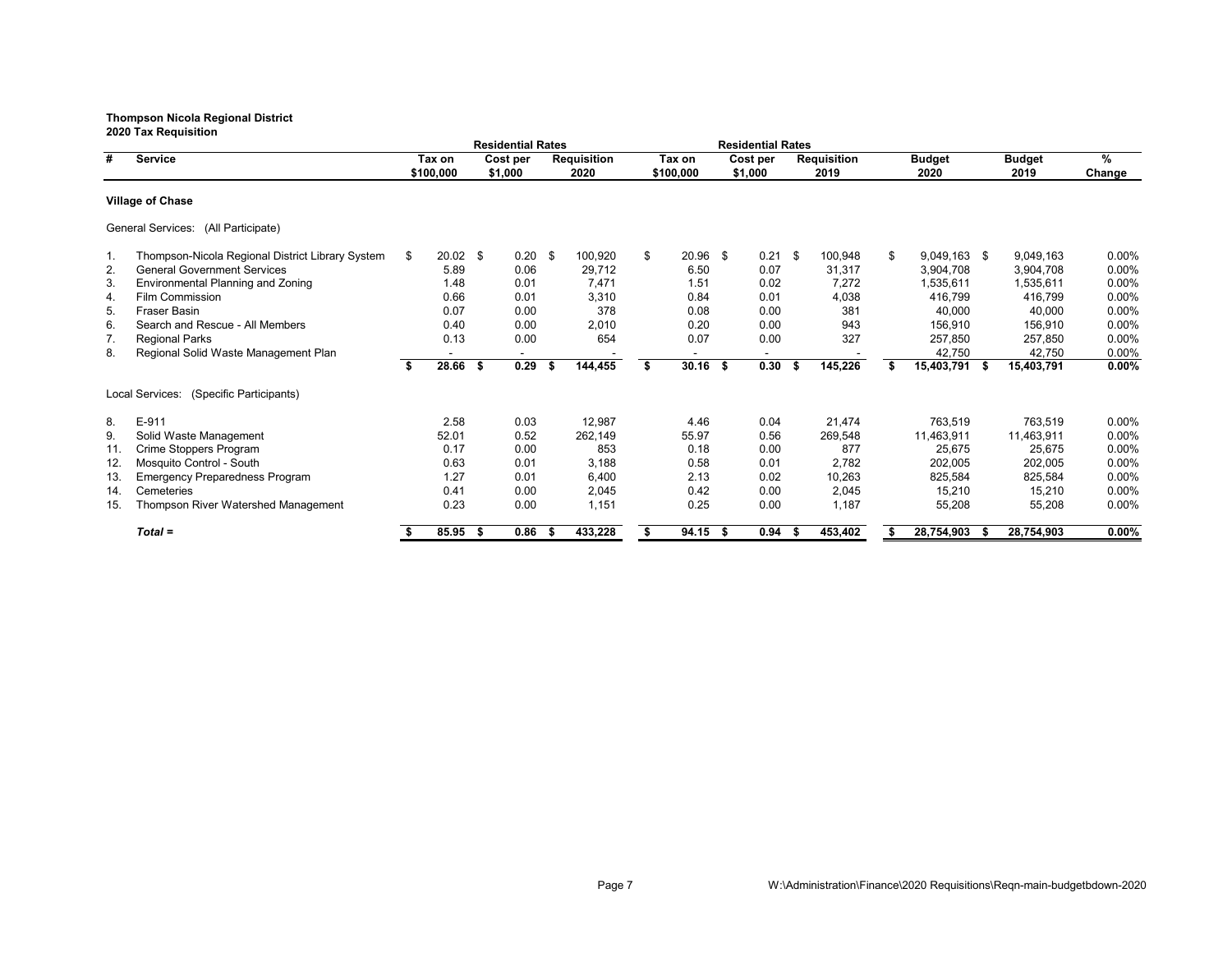**Thompson Nicola Regional District**
**2020 Tax Requisition**

| # | Service | Residential Rates Tax on $100,000 | Residential Rates Cost per $1,000 | Requisition 2020 | Residential Rates Tax on $100,000 | Residential Rates Cost per $1,000 | Requisition 2019 | Budget 2020 | Budget 2019 | % Change |
|---|---|---|---|---|---|---|---|---|---|---|
| | **Village of Chase** | | | | | | | | | |
| | General Services: (All Participate) | | | | | | | | | |
| 1. | Thompson-Nicola Regional District Library System | $ 20.02 | $ 0.20 | $ 100,920 | $ 20.96 | $ 0.21 | $ 100,948 | $ 9,049,163 | $ 9,049,163 | 0.00% |
| 2. | General Government Services | 5.89 | 0.06 | 29,712 | 6.50 | 0.07 | 31,317 | 3,904,708 | 3,904,708 | 0.00% |
| 3. | Environmental Planning and Zoning | 1.48 | 0.01 | 7,471 | 1.51 | 0.02 | 7,272 | 1,535,611 | 1,535,611 | 0.00% |
| 4. | Film Commission | 0.66 | 0.01 | 3,310 | 0.84 | 0.01 | 4,038 | 416,799 | 416,799 | 0.00% |
| 5. | Fraser Basin | 0.07 | 0.00 | 378 | 0.08 | 0.00 | 381 | 40,000 | 40,000 | 0.00% |
| 6. | Search and Rescue - All Members | 0.40 | 0.00 | 2,010 | 0.20 | 0.00 | 943 | 156,910 | 156,910 | 0.00% |
| 7. | Regional Parks | 0.13 | 0.00 | 654 | 0.07 | 0.00 | 327 | 257,850 | 257,850 | 0.00% |
| 8. | Regional Solid Waste Management Plan | - | - | - | - | - | - | 42,750 | 42,750 | 0.00% |
| | | **$ 28.66** | **$ 0.29** | **$ 144,455** | **$ 30.16** | **$ 0.30** | **$ 145,226** | **$ 15,403,791** | **$ 15,403,791** | **0.00%** |
| | Local Services: (Specific Participants) | | | | | | | | | |
| 8. | E-911 | 2.58 | 0.03 | 12,987 | 4.46 | 0.04 | 21,474 | 763,519 | 763,519 | 0.00% |
| 9. | Solid Waste Management | 52.01 | 0.52 | 262,149 | 55.97 | 0.56 | 269,548 | 11,463,911 | 11,463,911 | 0.00% |
| 11. | Crime Stoppers Program | 0.17 | 0.00 | 853 | 0.18 | 0.00 | 877 | 25,675 | 25,675 | 0.00% |
| 12. | Mosquito Control - South | 0.63 | 0.01 | 3,188 | 0.58 | 0.01 | 2,782 | 202,005 | 202,005 | 0.00% |
| 13. | Emergency Preparedness Program | 1.27 | 0.01 | 6,400 | 2.13 | 0.02 | 10,263 | 825,584 | 825,584 | 0.00% |
| 14. | Cemeteries | 0.41 | 0.00 | 2,045 | 0.42 | 0.00 | 2,045 | 15,210 | 15,210 | 0.00% |
| 15. | Thompson River Watershed Management | 0.23 | 0.00 | 1,151 | 0.25 | 0.00 | 1,187 | 55,208 | 55,208 | 0.00% |
| | ***Total =*** | **$ 85.95** | **$ 0.86** | **$ 433,228** | **$ 94.15** | **$ 0.94** | **$ 453,402** | **$ 28,754,903** | **$ 28,754,903** | **0.00%** |

W:\Administration\Finance\2020 Requisitions\Reqn-main-budgetbdown-2020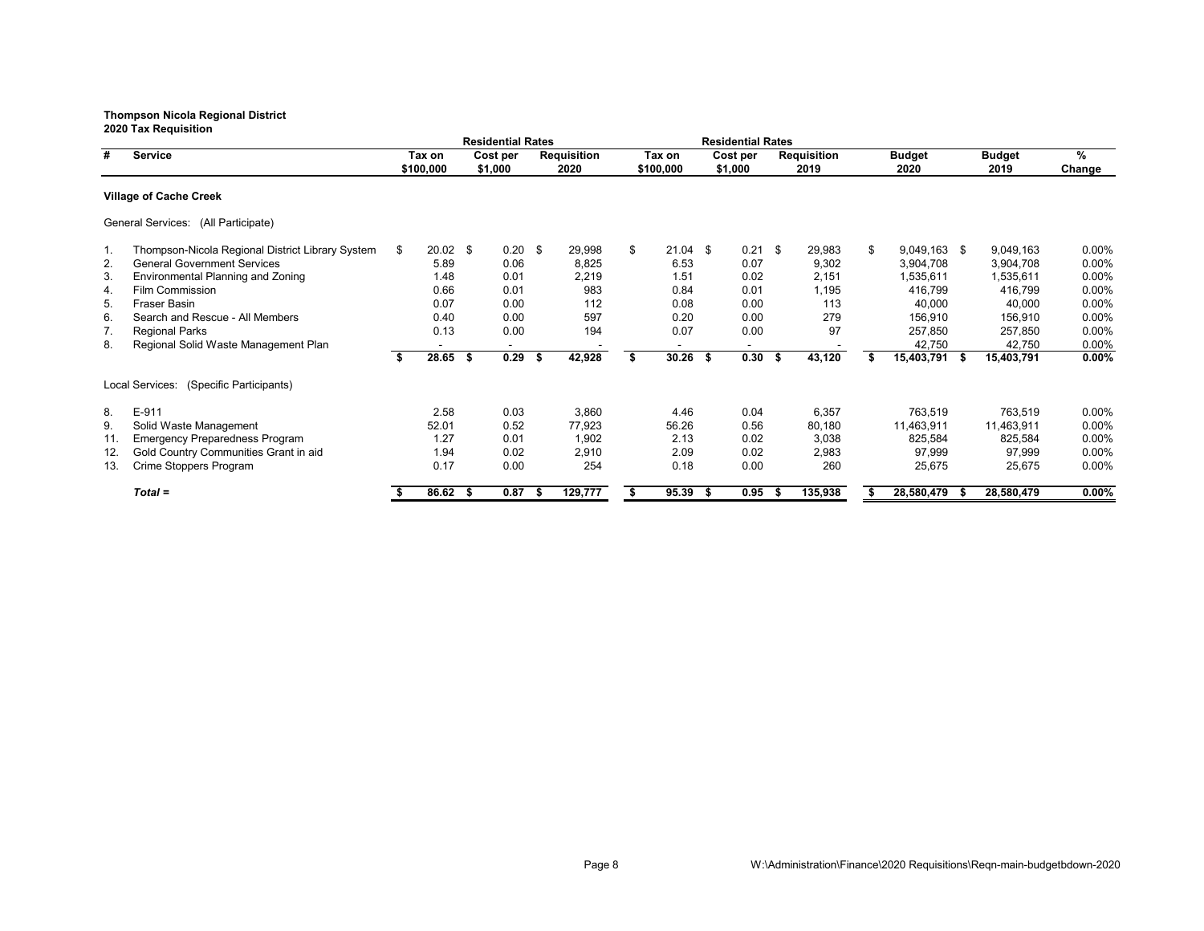**Thompson Nicola Regional District**
**2020 Tax Requisition**

| # | Service | Residential Rates Tax on $100,000 | Residential Rates Cost per $1,000 | Residential Rates Requisition 2020 | Residential Rates Tax on $100,000 | Residential Rates Cost per $1,000 | Residential Rates Requisition 2019 | Budget 2020 | Budget 2019 | % Change |
|---|---|---|---|---|---|---|---|---|---|---|
| | **Village of Cache Creek** | | | | | | | | | |
| | General Services: (All Participate) | | | | | | | | | |
| 1. | Thompson-Nicola Regional District Library System | $ 20.02 | $ 0.20 | $ 29,998 | $ 21.04 | $ 0.21 | $ 29,983 | $ 9,049,163 | $ 9,049,163 | 0.00% |
| 2. | General Government Services | 5.89 | 0.06 | 8,825 | 6.53 | 0.07 | 9,302 | 3,904,708 | 3,904,708 | 0.00% |
| 3. | Environmental Planning and Zoning | 1.48 | 0.01 | 2,219 | 1.51 | 0.02 | 2,151 | 1,535,611 | 1,535,611 | 0.00% |
| 4. | Film Commission | 0.66 | 0.01 | 983 | 0.84 | 0.01 | 1,195 | 416,799 | 416,799 | 0.00% |
| 5. | Fraser Basin | 0.07 | 0.00 | 112 | 0.08 | 0.00 | 113 | 40,000 | 40,000 | 0.00% |
| 6. | Search and Rescue - All Members | 0.40 | 0.00 | 597 | 0.20 | 0.00 | 279 | 156,910 | 156,910 | 0.00% |
| 7. | Regional Parks | 0.13 | 0.00 | 194 | 0.07 | 0.00 | 97 | 257,850 | 257,850 | 0.00% |
| 8. | Regional Solid Waste Management Plan | - | - | - | - | - | - | 42,750 | 42,750 | 0.00% |
| | | **$ 28.65** | **$ 0.29** | **$ 42,928** | **$ 30.26** | **$ 0.30** | **$ 43,120** | **$ 15,403,791** | **$ 15,403,791** | **0.00%** |
| | Local Services: (Specific Participants) | | | | | | | | | |
| 8. | E-911 | 2.58 | 0.03 | 3,860 | 4.46 | 0.04 | 6,357 | 763,519 | 763,519 | 0.00% |
| 9. | Solid Waste Management | 52.01 | 0.52 | 77,923 | 56.26 | 0.56 | 80,180 | 11,463,911 | 11,463,911 | 0.00% |
| 11. | Emergency Preparedness Program | 1.27 | 0.01 | 1,902 | 2.13 | 0.02 | 3,038 | 825,584 | 825,584 | 0.00% |
| 12. | Gold Country Communities Grant in aid | 1.94 | 0.02 | 2,910 | 2.09 | 0.02 | 2,983 | 97,999 | 97,999 | 0.00% |
| 13. | Crime Stoppers Program | 0.17 | 0.00 | 254 | 0.18 | 0.00 | 260 | 25,675 | 25,675 | 0.00% |
| | ***Total =*** | **$ 86.62** | **$ 0.87** | **$ 129,777** | **$ 95.39** | **$ 0.95** | **$ 135,938** | **$ 28,580,479** | **$ 28,580,479** | **0.00%** |

W:\Administration\Finance\2020 Requisitions\Reqn-main-budgetbdown-2020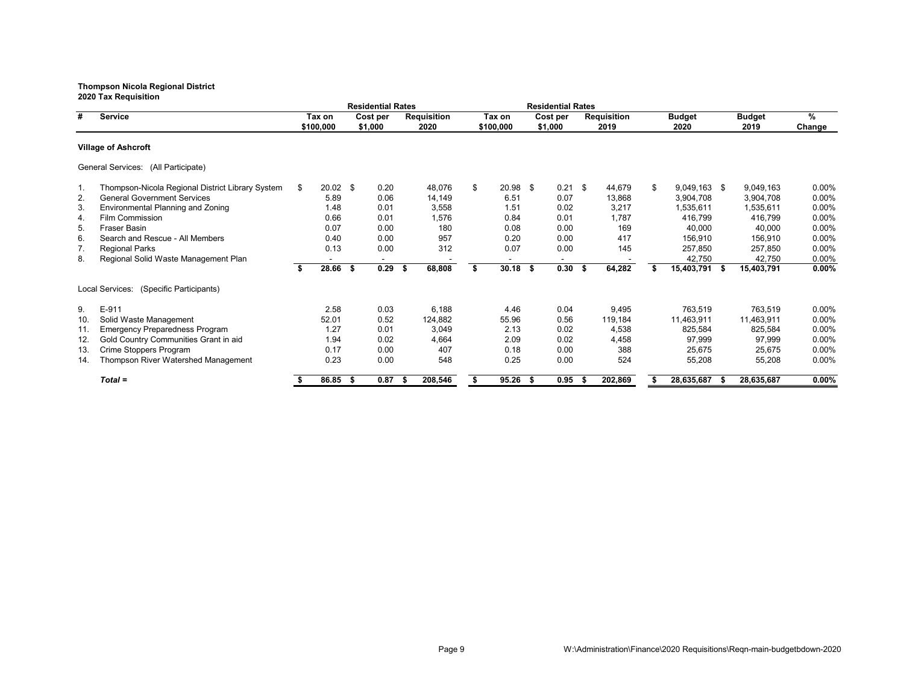**Thompson Nicola Regional District**
**2020 Tax Requisition**

| # | Service | Residential Rates Tax on $100,000 | Residential Rates Cost per $1,000 | Requisition 2020 | Residential Rates Tax on $100,000 | Residential Rates Cost per $1,000 | Requisition 2019 | Budget 2020 | Budget 2019 | % Change |
|---|---|---|---|---|---|---|---|---|---|---|
| | **Village of Ashcroft** | | | | | | | | | |
| | General Services: (All Participate) | | | | | | | | | |
| 1. | Thompson-Nicola Regional District Library System | $ 20.02 | $ 0.20 | 48,076 | $ 20.98 | $ 0.21 | $ 44,679 | $ 9,049,163 | $ 9,049,163 | 0.00% |
| 2. | General Government Services | 5.89 | 0.06 | 14,149 | 6.51 | 0.07 | 13,868 | 3,904,708 | 3,904,708 | 0.00% |
| 3. | Environmental Planning and Zoning | 1.48 | 0.01 | 3,558 | 1.51 | 0.02 | 3,217 | 1,535,611 | 1,535,611 | 0.00% |
| 4. | Film Commission | 0.66 | 0.01 | 1,576 | 0.84 | 0.01 | 1,787 | 416,799 | 416,799 | 0.00% |
| 5. | Fraser Basin | 0.07 | 0.00 | 180 | 0.08 | 0.00 | 169 | 40,000 | 40,000 | 0.00% |
| 6. | Search and Rescue - All Members | 0.40 | 0.00 | 957 | 0.20 | 0.00 | 417 | 156,910 | 156,910 | 0.00% |
| 7. | Regional Parks | 0.13 | 0.00 | 312 | 0.07 | 0.00 | 145 | 257,850 | 257,850 | 0.00% |
| 8. | Regional Solid Waste Management Plan | - | - | - | - | - | - | 42,750 | 42,750 | 0.00% |
| | | **$ 28.66** | **$ 0.29** | **$ 68,808** | **$ 30.18** | **$ 0.30** | **$ 64,282** | **$ 15,403,791** | **$ 15,403,791** | **0.00%** |
| | Local Services: (Specific Participants) | | | | | | | | | |
| 9. | E-911 | 2.58 | 0.03 | 6,188 | 4.46 | 0.04 | 9,495 | 763,519 | 763,519 | 0.00% |
| 10. | Solid Waste Management | 52.01 | 0.52 | 124,882 | 55.96 | 0.56 | 119,184 | 11,463,911 | 11,463,911 | 0.00% |
| 11. | Emergency Preparedness Program | 1.27 | 0.01 | 3,049 | 2.13 | 0.02 | 4,538 | 825,584 | 825,584 | 0.00% |
| 12. | Gold Country Communities Grant in aid | 1.94 | 0.02 | 4,664 | 2.09 | 0.02 | 4,458 | 97,999 | 97,999 | 0.00% |
| 13. | Crime Stoppers Program | 0.17 | 0.00 | 407 | 0.18 | 0.00 | 388 | 25,675 | 25,675 | 0.00% |
| 14. | Thompson River Watershed Management | 0.23 | 0.00 | 548 | 0.25 | 0.00 | 524 | 55,208 | 55,208 | 0.00% |
| | ***Total =*** | **$ 86.85** | **$ 0.87** | **$ 208,546** | **$ 95.26** | **$ 0.95** | **$ 202,869** | **$ 28,635,687** | **$ 28,635,687** | **0.00%** |

W:\Administration\Finance\2020 Requisitions\Reqn-main-budgetbdown-2020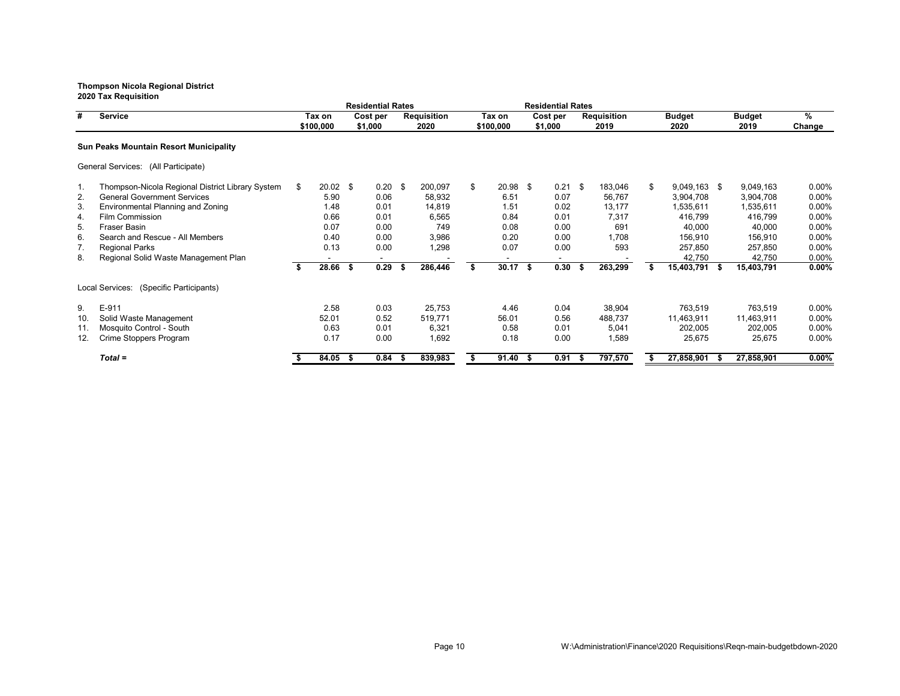**Thompson Nicola Regional District**
**2020 Tax Requisition**

| # | Service | Residential Rates Tax on $100,000 | Residential Rates Cost per $1,000 | Requisition 2020 | Residential Rates Tax on $100,000 | Residential Rates Cost per $1,000 | Requisition 2019 | Budget 2020 | Budget 2019 | % Change |
|---|---|---|---|---|---|---|---|---|---|---|
| | **Sun Peaks Mountain Resort Municipality** | | | | | | | | | |
| | General Services: (All Participate) | | | | | | | | | |
| 1. | Thompson-Nicola Regional District Library System | $ 20.02 | $ 0.20 | $ 200,097 | $ 20.98 | $ 0.21 | $ 183,046 | $ 9,049,163 | $ 9,049,163 | 0.00% |
| 2. | General Government Services | 5.90 | 0.06 | 58,932 | 6.51 | 0.07 | 56,767 | 3,904,708 | 3,904,708 | 0.00% |
| 3. | Environmental Planning and Zoning | 1.48 | 0.01 | 14,819 | 1.51 | 0.02 | 13,177 | 1,535,611 | 1,535,611 | 0.00% |
| 4. | Film Commission | 0.66 | 0.01 | 6,565 | 0.84 | 0.01 | 7,317 | 416,799 | 416,799 | 0.00% |
| 5. | Fraser Basin | 0.07 | 0.00 | 749 | 0.08 | 0.00 | 691 | 40,000 | 40,000 | 0.00% |
| 6. | Search and Rescue - All Members | 0.40 | 0.00 | 3,986 | 0.20 | 0.00 | 1,708 | 156,910 | 156,910 | 0.00% |
| 7. | Regional Parks | 0.13 | 0.00 | 1,298 | 0.07 | 0.00 | 593 | 257,850 | 257,850 | 0.00% |
| 8. | Regional Solid Waste Management Plan | - | - | - | - | - | - | 42,750 | 42,750 | 0.00% |
| | | **$ 28.66** | **$ 0.29** | **$ 286,446** | **$ 30.17** | **$ 0.30** | **$ 263,299** | **$ 15,403,791** | **$ 15,403,791** | **0.00%** |
| | Local Services: (Specific Participants) | | | | | | | | | |
| 9. | E-911 | 2.58 | 0.03 | 25,753 | 4.46 | 0.04 | 38,904 | 763,519 | 763,519 | 0.00% |
| 10. | Solid Waste Management | 52.01 | 0.52 | 519,771 | 56.01 | 0.56 | 488,737 | 11,463,911 | 11,463,911 | 0.00% |
| 11. | Mosquito Control - South | 0.63 | 0.01 | 6,321 | 0.58 | 0.01 | 5,041 | 202,005 | 202,005 | 0.00% |
| 12. | Crime Stoppers Program | 0.17 | 0.00 | 1,692 | 0.18 | 0.00 | 1,589 | 25,675 | 25,675 | 0.00% |
| | ***Total =*** | **$ 84.05** | **$ 0.84** | **$ 839,983** | **$ 91.40** | **$ 0.91** | **$ 797,570** | **$ 27,858,901** | **$ 27,858,901** | **0.00%** |

W:\Administration\Finance\2020 Requisitions\Reqn-main-budgetbdown-2020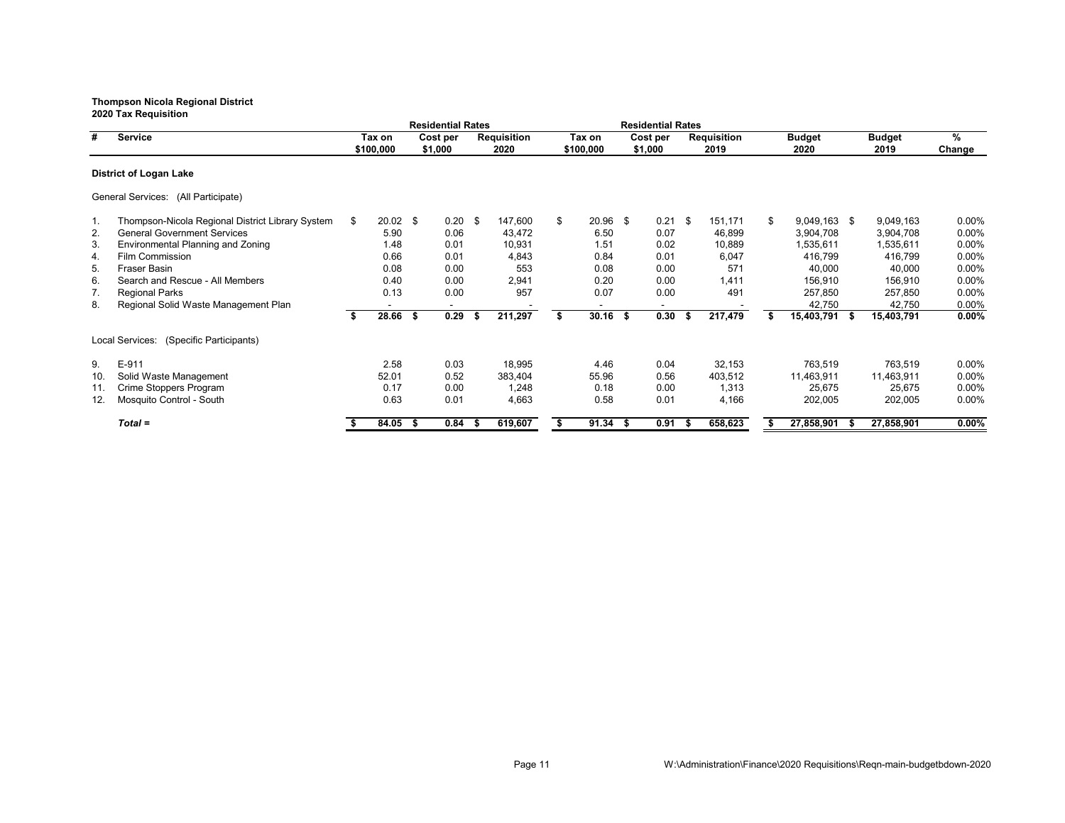**Thompson Nicola Regional District**
**2020 Tax Requisition**

| # | Service | Residential Rates Tax on $100,000 | Residential Rates Cost per $1,000 | Requisition 2020 | Residential Rates Tax on $100,000 | Residential Rates Cost per $1,000 | Requisition 2019 | Budget 2020 | Budget 2019 | % Change |
|---|---|---|---|---|---|---|---|---|---|---|
| | **District of Logan Lake** | | | | | | | | | |
| | General Services: (All Participate) | | | | | | | | | |
| 1. | Thompson-Nicola Regional District Library System | $ 20.02 | $ 0.20 | $ 147,600 | $ 20.96 | $ 0.21 | $ 151,171 | $ 9,049,163 | $ 9,049,163 | 0.00% |
| 2. | General Government Services | 5.90 | 0.06 | 43,472 | 6.50 | 0.07 | 46,899 | 3,904,708 | 3,904,708 | 0.00% |
| 3. | Environmental Planning and Zoning | 1.48 | 0.01 | 10,931 | 1.51 | 0.02 | 10,889 | 1,535,611 | 1,535,611 | 0.00% |
| 4. | Film Commission | 0.66 | 0.01 | 4,843 | 0.84 | 0.01 | 6,047 | 416,799 | 416,799 | 0.00% |
| 5. | Fraser Basin | 0.08 | 0.00 | 553 | 0.08 | 0.00 | 571 | 40,000 | 40,000 | 0.00% |
| 6. | Search and Rescue - All Members | 0.40 | 0.00 | 2,941 | 0.20 | 0.00 | 1,411 | 156,910 | 156,910 | 0.00% |
| 7. | Regional Parks | 0.13 | 0.00 | 957 | 0.07 | 0.00 | 491 | 257,850 | 257,850 | 0.00% |
| 8. | Regional Solid Waste Management Plan | - | - | - | - | - | - | 42,750 | 42,750 | 0.00% |
| | | **$ 28.66** | **$ 0.29** | **$ 211,297** | **$ 30.16** | **$ 0.30** | **$ 217,479** | **$ 15,403,791** | **$ 15,403,791** | **0.00%** |
| | Local Services: (Specific Participants) | | | | | | | | | |
| 9. | E-911 | 2.58 | 0.03 | 18,995 | 4.46 | 0.04 | 32,153 | 763,519 | 763,519 | 0.00% |
| 10. | Solid Waste Management | 52.01 | 0.52 | 383,404 | 55.96 | 0.56 | 403,512 | 11,463,911 | 11,463,911 | 0.00% |
| 11. | Crime Stoppers Program | 0.17 | 0.00 | 1,248 | 0.18 | 0.00 | 1,313 | 25,675 | 25,675 | 0.00% |
| 12. | Mosquito Control - South | 0.63 | 0.01 | 4,663 | 0.58 | 0.01 | 4,166 | 202,005 | 202,005 | 0.00% |
| | ***Total =*** | **$ 84.05** | **$ 0.84** | **$ 619,607** | **$ 91.34** | **$ 0.91** | **$ 658,623** | **$ 27,858,901** | **$ 27,858,901** | **0.00%** |

W:\Administration\Finance\2020 Requisitions\Reqn-main-budgetbdown-2020